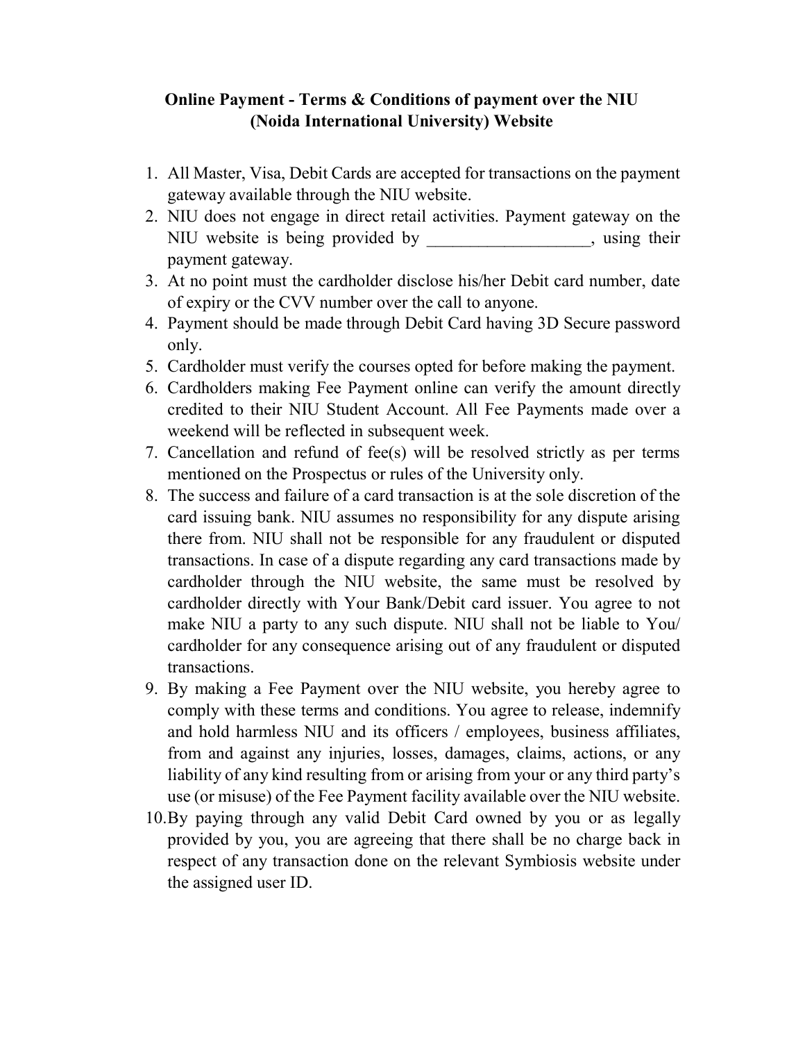**Online Payment - Terms & Conditions of payment over the NIU (Noida International University) Website**

1. All Master, Visa, Debit Cards are accepted for transactions on the payment gateway available through the NIU website.
2. NIU does not engage in direct retail activities. Payment gateway on the NIU website is being provided by ___________________, using their payment gateway.
3. At no point must the cardholder disclose his/her Debit card number, date of expiry or the CVV number over the call to anyone.
4. Payment should be made through Debit Card having 3D Secure password only.
5. Cardholder must verify the courses opted for before making the payment.
6. Cardholders making Fee Payment online can verify the amount directly credited to their NIU Student Account. All Fee Payments made over a weekend will be reflected in subsequent week.
7. Cancellation and refund of fee(s) will be resolved strictly as per terms mentioned on the Prospectus or rules of the University only.
8. The success and failure of a card transaction is at the sole discretion of the card issuing bank. NIU assumes no responsibility for any dispute arising there from. NIU shall not be responsible for any fraudulent or disputed transactions. In case of a dispute regarding any card transactions made by cardholder through the NIU website, the same must be resolved by cardholder directly with Your Bank/Debit card issuer. You agree to not make NIU a party to any such dispute. NIU shall not be liable to You/ cardholder for any consequence arising out of any fraudulent or disputed transactions.
9. By making a Fee Payment over the NIU website, you hereby agree to comply with these terms and conditions. You agree to release, indemnify and hold harmless NIU and its officers / employees, business affiliates, from and against any injuries, losses, damages, claims, actions, or any liability of any kind resulting from or arising from your or any third party's use (or misuse) of the Fee Payment facility available over the NIU website.
10. By paying through any valid Debit Card owned by you or as legally provided by you, you are agreeing that there shall be no charge back in respect of any transaction done on the relevant Symbiosis website under the assigned user ID.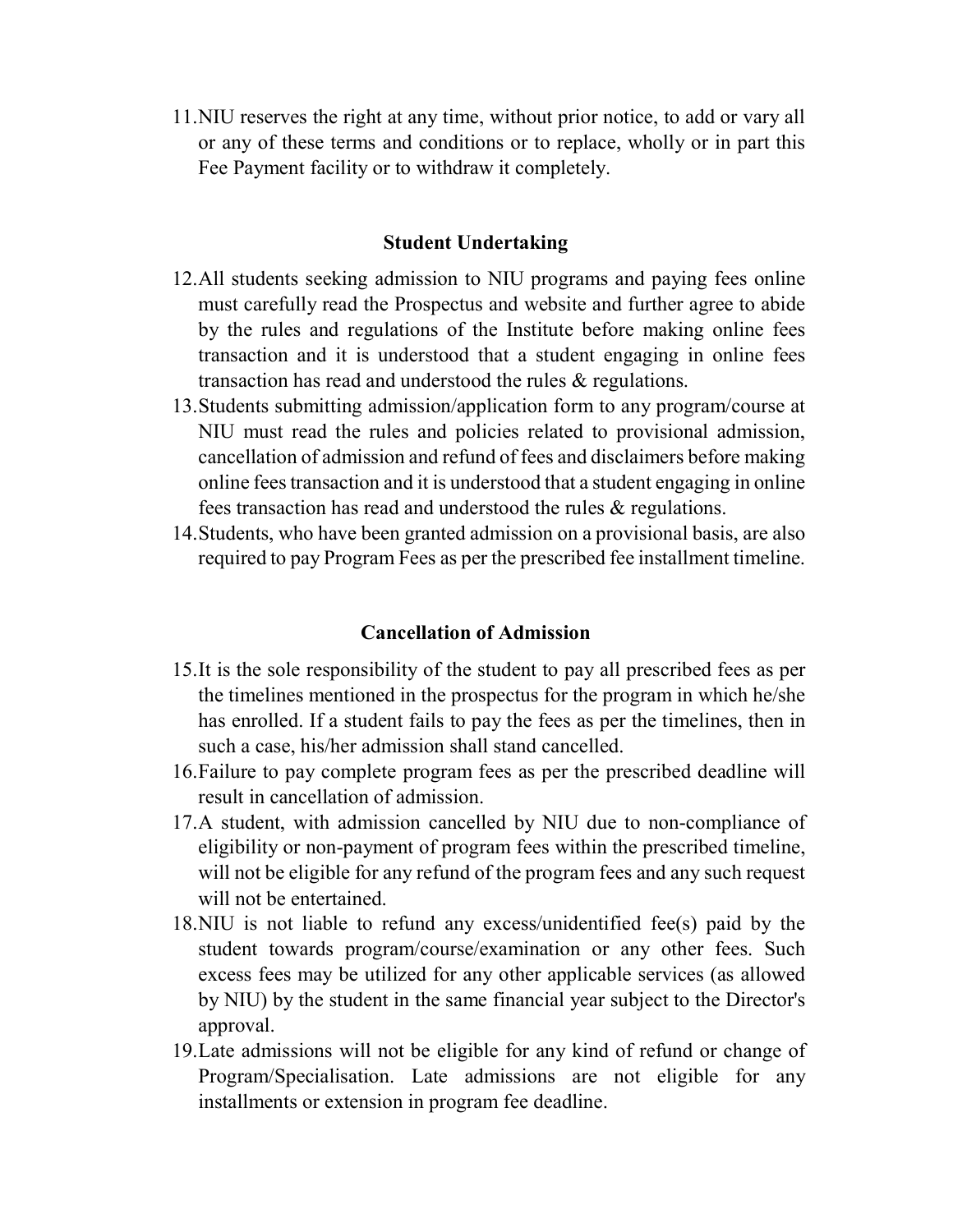11. NIU reserves the right at any time, without prior notice, to add or vary all or any of these terms and conditions or to replace, wholly or in part this Fee Payment facility or to withdraw it completely.

### Student Undertaking

12. All students seeking admission to NIU programs and paying fees online must carefully read the Prospectus and website and further agree to abide by the rules and regulations of the Institute before making online fees transaction and it is understood that a student engaging in online fees transaction has read and understood the rules & regulations.
13. Students submitting admission/application form to any program/course at NIU must read the rules and policies related to provisional admission, cancellation of admission and refund of fees and disclaimers before making online fees transaction and it is understood that a student engaging in online fees transaction has read and understood the rules & regulations.
14. Students, who have been granted admission on a provisional basis, are also required to pay Program Fees as per the prescribed fee installment timeline.

### Cancellation of Admission

15. It is the sole responsibility of the student to pay all prescribed fees as per the timelines mentioned in the prospectus for the program in which he/she has enrolled. If a student fails to pay the fees as per the timelines, then in such a case, his/her admission shall stand cancelled.
16. Failure to pay complete program fees as per the prescribed deadline will result in cancellation of admission.
17. A student, with admission cancelled by NIU due to non-compliance of eligibility or non-payment of program fees within the prescribed timeline, will not be eligible for any refund of the program fees and any such request will not be entertained.
18. NIU is not liable to refund any excess/unidentified fee(s) paid by the student towards program/course/examination or any other fees. Such excess fees may be utilized for any other applicable services (as allowed by NIU) by the student in the same financial year subject to the Director's approval.
19. Late admissions will not be eligible for any kind of refund or change of Program/Specialisation. Late admissions are not eligible for any installments or extension in program fee deadline.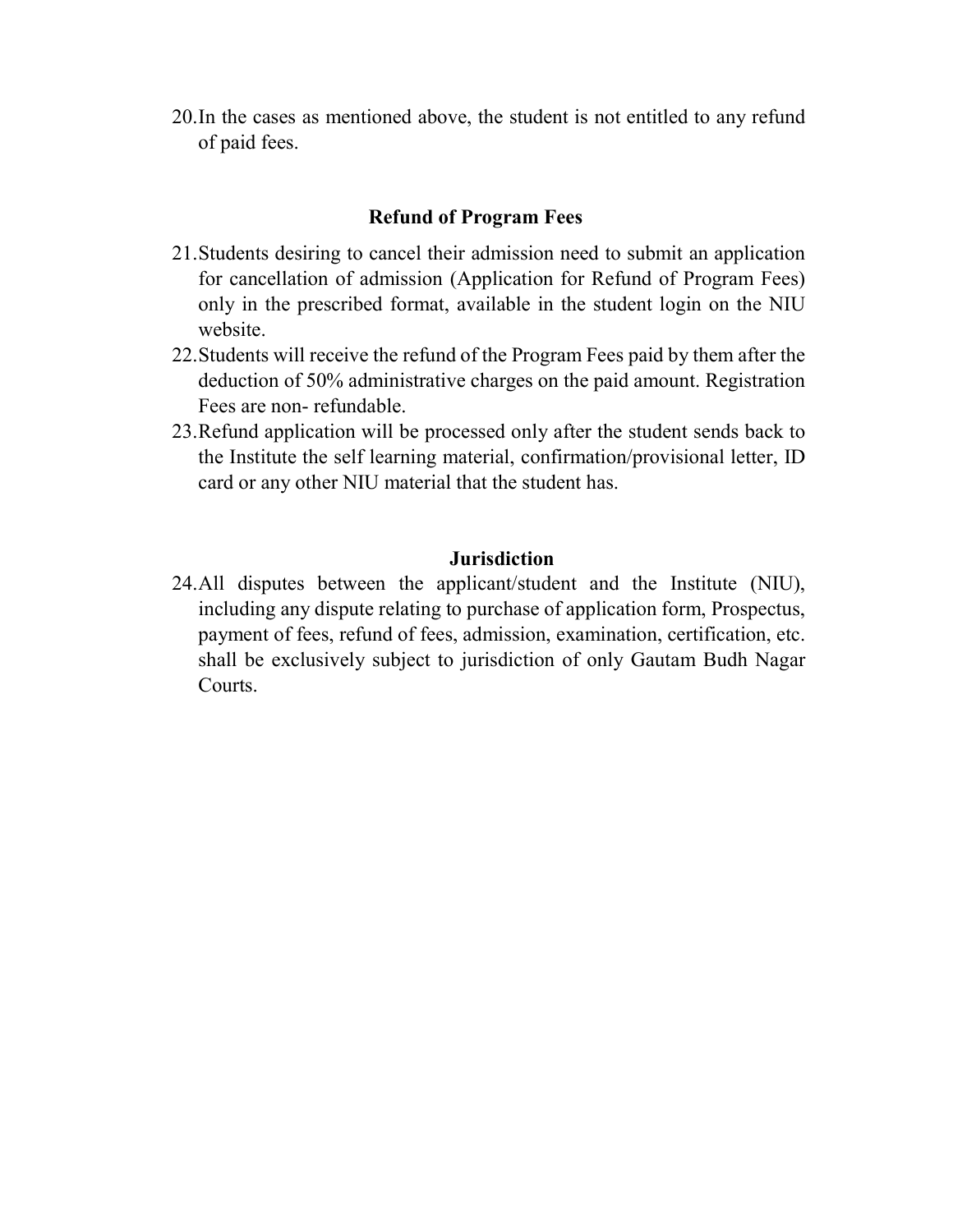20. In the cases as mentioned above, the student is not entitled to any refund of paid fees.

## Refund of Program Fees

21. Students desiring to cancel their admission need to submit an application for cancellation of admission (Application for Refund of Program Fees) only in the prescribed format, available in the student login on the NIU website.
22. Students will receive the refund of the Program Fees paid by them after the deduction of 50% administrative charges on the paid amount. Registration Fees are non- refundable.
23. Refund application will be processed only after the student sends back to the Institute the self learning material, confirmation/provisional letter, ID card or any other NIU material that the student has.

## Jurisdiction

24. All disputes between the applicant/student and the Institute (NIU), including any dispute relating to purchase of application form, Prospectus, payment of fees, refund of fees, admission, examination, certification, etc. shall be exclusively subject to jurisdiction of only Gautam Budh Nagar Courts.